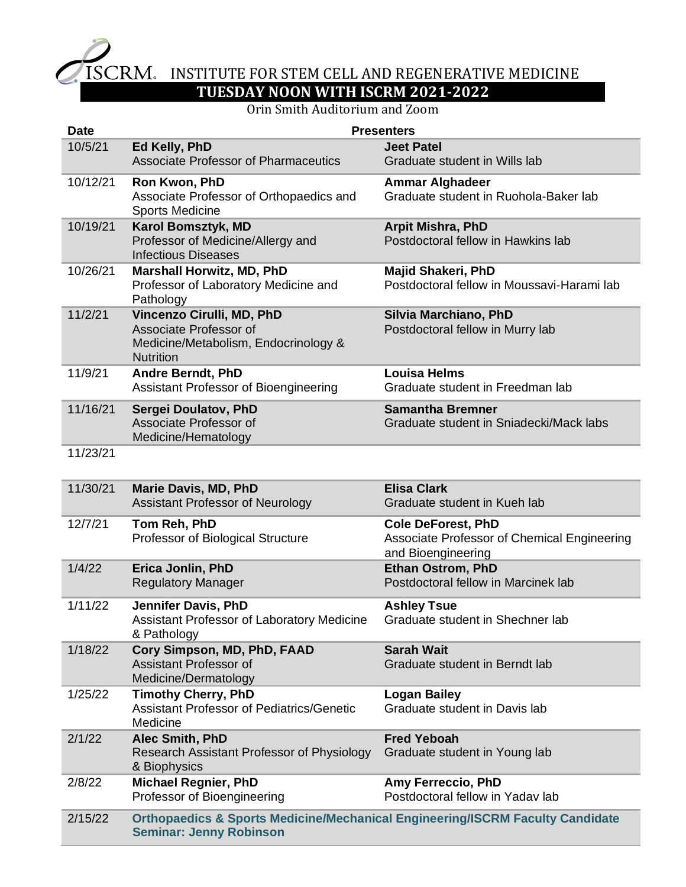# ISCRM. INSTITUTE FOR STEM CELL AND REGENERATIVE MEDICINE

## TUESDAY NOON WITH ISCRM 2021-2022

Orin Smith Auditorium and Zoom

| Date | Presenters | |
|---|---|---|
| 10/5/21 | **Ed Kelly, PhD**<br>Associate Professor of Pharmaceutics | **Jeet Patel**<br>Graduate student in Wills lab |
| 10/12/21 | **Ron Kwon, PhD**<br>Associate Professor of Orthopaedics and Sports Medicine | **Ammar Alghadeer**<br>Graduate student in Ruohola-Baker lab |
| 10/19/21 | **Karol Bomsztyk, MD**<br>Professor of Medicine/Allergy and Infectious Diseases | **Arpit Mishra, PhD**<br>Postdoctoral fellow in Hawkins lab |
| 10/26/21 | **Marshall Horwitz, MD, PhD**<br>Professor of Laboratory Medicine and Pathology | **Majid Shakeri, PhD**<br>Postdoctoral fellow in Moussavi-Harami lab |
| 11/2/21 | **Vincenzo Cirulli, MD, PhD**<br>Associate Professor of Medicine/Metabolism, Endocrinology & Nutrition | **Silvia Marchiano, PhD**<br>Postdoctoral fellow in Murry lab |
| 11/9/21 | **Andre Berndt, PhD**<br>Assistant Professor of Bioengineering | **Louisa Helms**<br>Graduate student in Freedman lab |
| 11/16/21 | **Sergei Doulatov, PhD**<br>Associate Professor of Medicine/Hematology | **Samantha Bremner**<br>Graduate student in Sniadecki/Mack labs |
| 11/23/21 | | |
| 11/30/21 | **Marie Davis, MD, PhD**<br>Assistant Professor of Neurology | **Elisa Clark**<br>Graduate student in Kueh lab |
| 12/7/21 | **Tom Reh, PhD**<br>Professor of Biological Structure | **Cole DeForest, PhD**<br>Associate Professor of Chemical Engineering and Bioengineering |
| 1/4/22 | **Erica Jonlin, PhD**<br>Regulatory Manager | **Ethan Ostrom, PhD**<br>Postdoctoral fellow in Marcinek lab |
| 1/11/22 | **Jennifer Davis, PhD**<br>Assistant Professor of Laboratory Medicine & Pathology | **Ashley Tsue**<br>Graduate student in Shechner lab |
| 1/18/22 | **Cory Simpson, MD, PhD, FAAD**<br>Assistant Professor of Medicine/Dermatology | **Sarah Wait**<br>Graduate student in Berndt lab |
| 1/25/22 | **Timothy Cherry, PhD**<br>Assistant Professor of Pediatrics/Genetic Medicine | **Logan Bailey**<br>Graduate student in Davis lab |
| 2/1/22 | **Alec Smith, PhD**<br>Research Assistant Professor of Physiology & Biophysics | **Fred Yeboah**<br>Graduate student in Young lab |
| 2/8/22 | **Michael Regnier, PhD**<br>Professor of Bioengineering | **Amy Ferreccio, PhD**<br>Postdoctoral fellow in Yadav lab |
| 2/15/22 | **Orthopaedics & Sports Medicine/Mechanical Engineering/ISCRM Faculty Candidate Seminar: Jenny Robinson** | |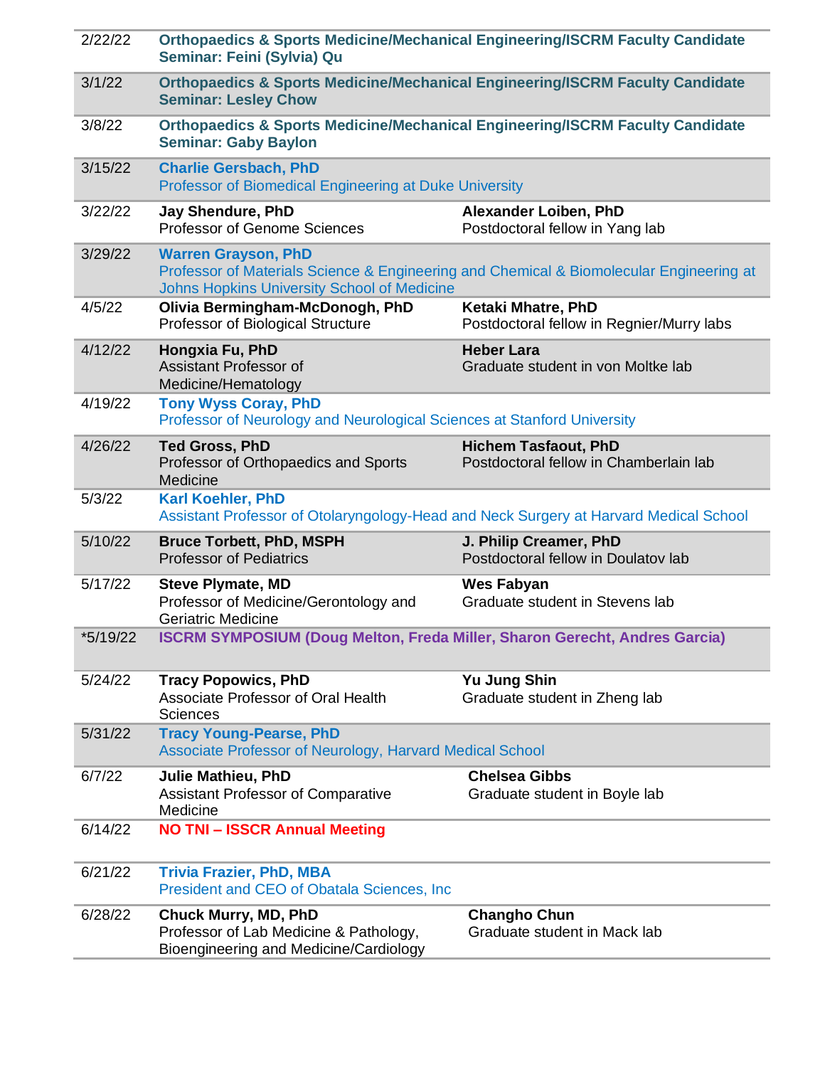| | | |
|---|---|---|
| 2/22/22 | **Orthopaedics & Sports Medicine/Mechanical Engineering/ISCRM Faculty Candidate Seminar: Feini (Sylvia) Qu** | |
| 3/1/22 | **Orthopaedics & Sports Medicine/Mechanical Engineering/ISCRM Faculty Candidate Seminar: Lesley Chow** | |
| 3/8/22 | **Orthopaedics & Sports Medicine/Mechanical Engineering/ISCRM Faculty Candidate Seminar: Gaby Baylon** | |
| 3/15/22 | **Charlie Gersbach, PhD**<br>Professor of Biomedical Engineering at Duke University | |
| 3/22/22 | **Jay Shendure, PhD**<br>Professor of Genome Sciences | **Alexander Loiben, PhD**<br>Postdoctoral fellow in Yang lab |
| 3/29/22 | **Warren Grayson, PhD**<br>Professor of Materials Science & Engineering and Chemical & Biomolecular Engineering at Johns Hopkins University School of Medicine | |
| 4/5/22 | **Olivia Bermingham-McDonogh, PhD**<br>Professor of Biological Structure | **Ketaki Mhatre, PhD**<br>Postdoctoral fellow in Regnier/Murry labs |
| 4/12/22 | **Hongxia Fu, PhD**<br>Assistant Professor of Medicine/Hematology | **Heber Lara**<br>Graduate student in von Moltke lab |
| 4/19/22 | **Tony Wyss Coray, PhD**<br>Professor of Neurology and Neurological Sciences at Stanford University | |
| 4/26/22 | **Ted Gross, PhD**<br>Professor of Orthopaedics and Sports Medicine | **Hichem Tasfaout, PhD**<br>Postdoctoral fellow in Chamberlain lab |
| 5/3/22 | **Karl Koehler, PhD**<br>Assistant Professor of Otolaryngology-Head and Neck Surgery at Harvard Medical School | |
| 5/10/22 | **Bruce Torbett, PhD, MSPH**<br>Professor of Pediatrics | **J. Philip Creamer, PhD**<br>Postdoctoral fellow in Doulatov lab |
| 5/17/22 | **Steve Plymate, MD**<br>Professor of Medicine/Gerontology and Geriatric Medicine | **Wes Fabyan**<br>Graduate student in Stevens lab |
| *5/19/22 | **ISCRM SYMPOSIUM (Doug Melton, Freda Miller, Sharon Gerecht, Andres Garcia)** | |
| 5/24/22 | **Tracy Popowics, PhD**<br>Associate Professor of Oral Health Sciences | **Yu Jung Shin**<br>Graduate student in Zheng lab |
| 5/31/22 | **Tracy Young-Pearse, PhD**<br>Associate Professor of Neurology, Harvard Medical School | |
| 6/7/22 | **Julie Mathieu, PhD**<br>Assistant Professor of Comparative Medicine | **Chelsea Gibbs**<br>Graduate student in Boyle lab |
| 6/14/22 | **NO TNI – ISSCR Annual Meeting** | |
| 6/21/22 | **Trivia Frazier, PhD, MBA**<br>President and CEO of Obatala Sciences, Inc | |
| 6/28/22 | **Chuck Murry, MD, PhD**<br>Professor of Lab Medicine & Pathology, Bioengineering and Medicine/Cardiology | **Changho Chun**<br>Graduate student in Mack lab |